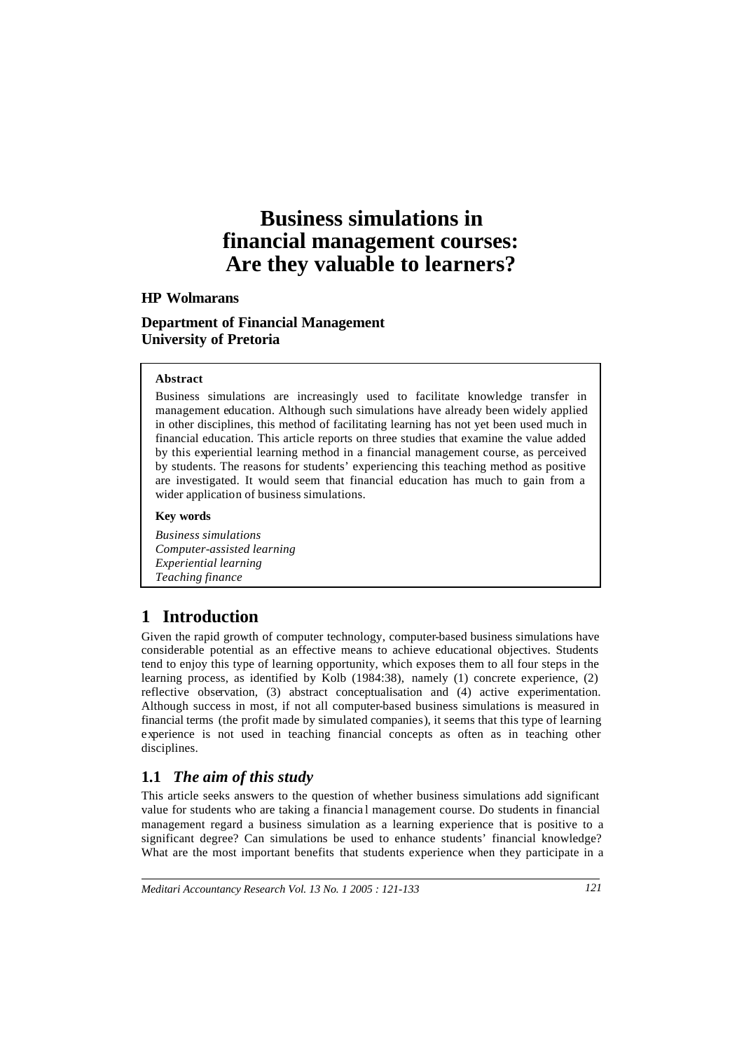# Business simulations in financial management courses: Are they valuable to learners?

**HP Wolmarans**

**Department of Financial Management**
**University of Pretoria**

**Abstract**

Business simulations are increasingly used to facilitate knowledge transfer in management education. Although such simulations have already been widely applied in other disciplines, this method of facilitating learning has not yet been used much in financial education. This article reports on three studies that examine the value added by this experiential learning method in a financial management course, as perceived by students. The reasons for students' experiencing this teaching method as positive are investigated. It would seem that financial education has much to gain from a wider application of business simulations.

**Key words**

*Business simulations*
*Computer-assisted learning*
*Experiential learning*
*Teaching finance*

## 1 Introduction

Given the rapid growth of computer technology, computer-based business simulations have considerable potential as an effective means to achieve educational objectives. Students tend to enjoy this type of learning opportunity, which exposes them to all four steps in the learning process, as identified by Kolb (1984:38), namely (1) concrete experience, (2) reflective observation, (3) abstract conceptualisation and (4) active experimentation. Although success in most, if not all computer-based business simulations is measured in financial terms (the profit made by simulated companies), it seems that this type of learning experience is not used in teaching financial concepts as often as in teaching other disciplines.

### 1.1 *The aim of this study*

This article seeks answers to the question of whether business simulations add significant value for students who are taking a financial management course. Do students in financial management regard a business simulation as a learning experience that is positive to a significant degree? Can simulations be used to enhance students' financial knowledge? What are the most important benefits that students experience when they participate in a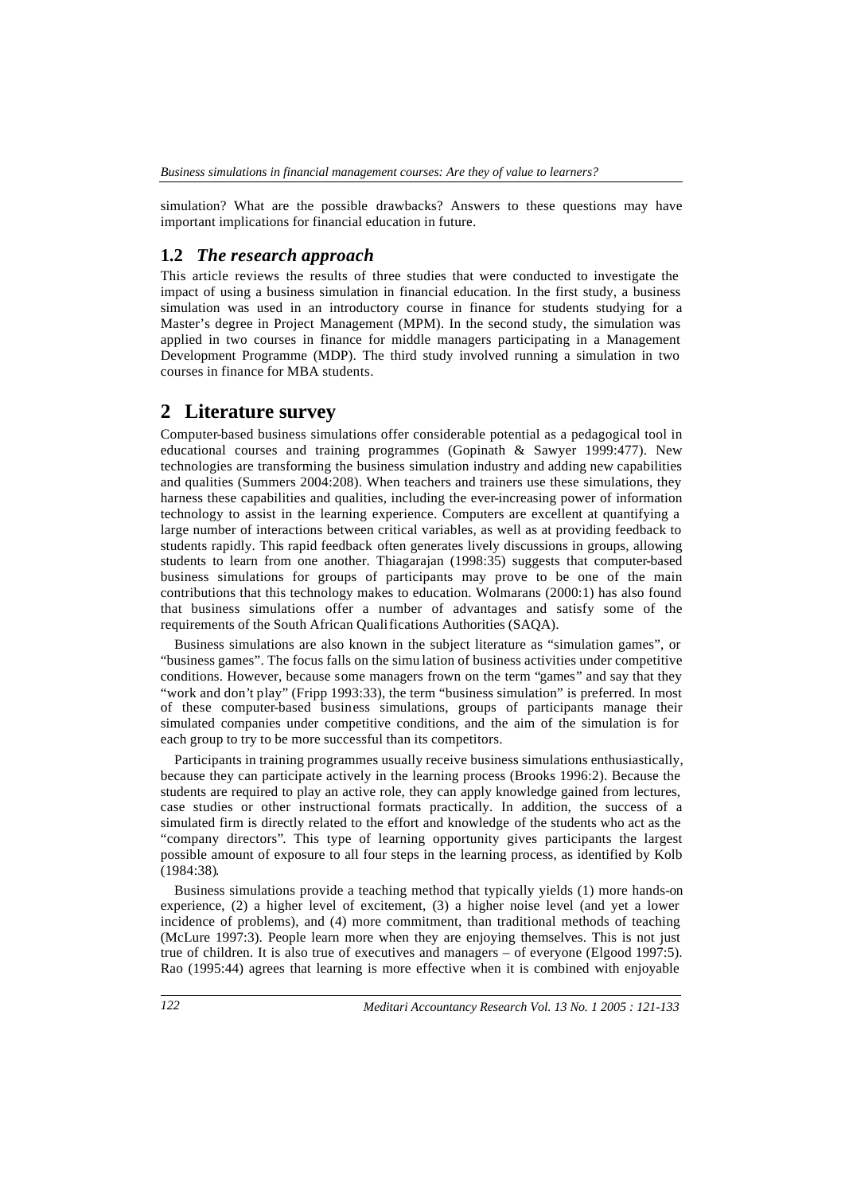simulation? What are the possible drawbacks? Answers to these questions may have important implications for financial education in future.

## 1.2 *The research approach*

This article reviews the results of three studies that were conducted to investigate the impact of using a business simulation in financial education. In the first study, a business simulation was used in an introductory course in finance for students studying for a Master's degree in Project Management (MPM). In the second study, the simulation was applied in two courses in finance for middle managers participating in a Management Development Programme (MDP). The third study involved running a simulation in two courses in finance for MBA students.

# 2 Literature survey

Computer-based business simulations offer considerable potential as a pedagogical tool in educational courses and training programmes (Gopinath & Sawyer 1999:477). New technologies are transforming the business simulation industry and adding new capabilities and qualities (Summers 2004:208). When teachers and trainers use these simulations, they harness these capabilities and qualities, including the ever-increasing power of information technology to assist in the learning experience. Computers are excellent at quantifying a large number of interactions between critical variables, as well as at providing feedback to students rapidly. This rapid feedback often generates lively discussions in groups, allowing students to learn from one another. Thiagarajan (1998:35) suggests that computer-based business simulations for groups of participants may prove to be one of the main contributions that this technology makes to education. Wolmarans (2000:1) has also found that business simulations offer a number of advantages and satisfy some of the requirements of the South African Qualifications Authorities (SAQA).

Business simulations are also known in the subject literature as "simulation games", or "business games". The focus falls on the simulation of business activities under competitive conditions. However, because some managers frown on the term "games" and say that they "work and don't play" (Fripp 1993:33), the term "business simulation" is preferred. In most of these computer-based business simulations, groups of participants manage their simulated companies under competitive conditions, and the aim of the simulation is for each group to try to be more successful than its competitors.

Participants in training programmes usually receive business simulations enthusiastically, because they can participate actively in the learning process (Brooks 1996:2). Because the students are required to play an active role, they can apply knowledge gained from lectures, case studies or other instructional formats practically. In addition, the success of a simulated firm is directly related to the effort and knowledge of the students who act as the "company directors". This type of learning opportunity gives participants the largest possible amount of exposure to all four steps in the learning process, as identified by Kolb (1984:38).

Business simulations provide a teaching method that typically yields (1) more hands-on experience, (2) a higher level of excitement, (3) a higher noise level (and yet a lower incidence of problems), and (4) more commitment, than traditional methods of teaching (McLure 1997:3). People learn more when they are enjoying themselves. This is not just true of children. It is also true of executives and managers – of everyone (Elgood 1997:5). Rao (1995:44) agrees that learning is more effective when it is combined with enjoyable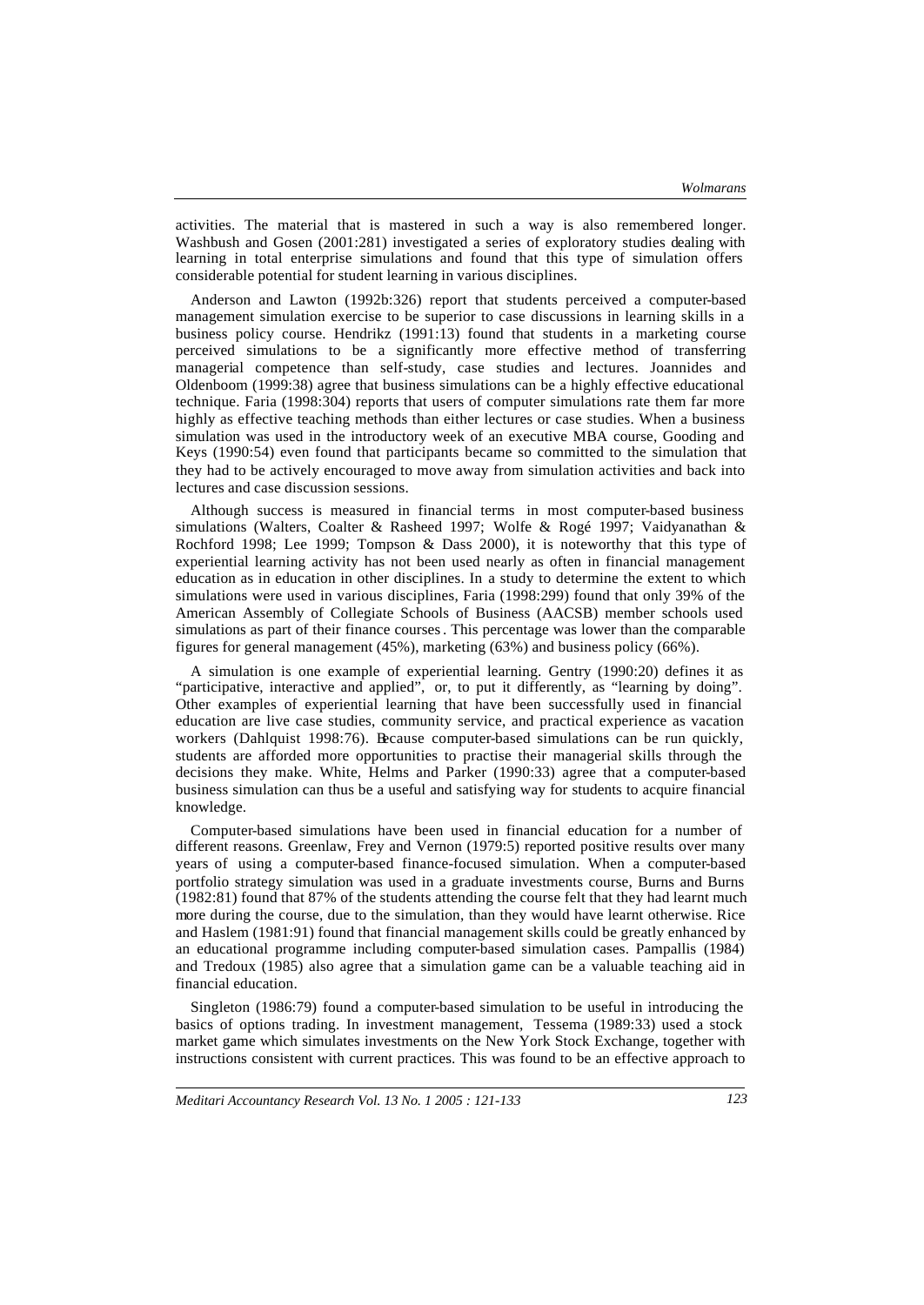activities. The material that is mastered in such a way is also remembered longer. Washbush and Gosen (2001:281) investigated a series of exploratory studies dealing with learning in total enterprise simulations and found that this type of simulation offers considerable potential for student learning in various disciplines.

Anderson and Lawton (1992b:326) report that students perceived a computer-based management simulation exercise to be superior to case discussions in learning skills in a business policy course. Hendrikz (1991:13) found that students in a marketing course perceived simulations to be a significantly more effective method of transferring managerial competence than self-study, case studies and lectures. Joannides and Oldenboom (1999:38) agree that business simulations can be a highly effective educational technique. Faria (1998:304) reports that users of computer simulations rate them far more highly as effective teaching methods than either lectures or case studies. When a business simulation was used in the introductory week of an executive MBA course, Gooding and Keys (1990:54) even found that participants became so committed to the simulation that they had to be actively encouraged to move away from simulation activities and back into lectures and case discussion sessions.

Although success is measured in financial terms in most computer-based business simulations (Walters, Coalter & Rasheed 1997; Wolfe & Rogé 1997; Vaidyanathan & Rochford 1998; Lee 1999; Tompson & Dass 2000), it is noteworthy that this type of experiential learning activity has not been used nearly as often in financial management education as in education in other disciplines. In a study to determine the extent to which simulations were used in various disciplines, Faria (1998:299) found that only 39% of the American Assembly of Collegiate Schools of Business (AACSB) member schools used simulations as part of their finance courses. This percentage was lower than the comparable figures for general management (45%), marketing (63%) and business policy (66%).

A simulation is one example of experiential learning. Gentry (1990:20) defines it as "participative, interactive and applied", or, to put it differently, as "learning by doing". Other examples of experiential learning that have been successfully used in financial education are live case studies, community service, and practical experience as vacation workers (Dahlquist 1998:76). Because computer-based simulations can be run quickly, students are afforded more opportunities to practise their managerial skills through the decisions they make. White, Helms and Parker (1990:33) agree that a computer-based business simulation can thus be a useful and satisfying way for students to acquire financial knowledge.

Computer-based simulations have been used in financial education for a number of different reasons. Greenlaw, Frey and Vernon (1979:5) reported positive results over many years of using a computer-based finance-focused simulation. When a computer-based portfolio strategy simulation was used in a graduate investments course, Burns and Burns (1982:81) found that 87% of the students attending the course felt that they had learnt much more during the course, due to the simulation, than they would have learnt otherwise. Rice and Haslem (1981:91) found that financial management skills could be greatly enhanced by an educational programme including computer-based simulation cases. Pampallis (1984) and Tredoux (1985) also agree that a simulation game can be a valuable teaching aid in financial education.

Singleton (1986:79) found a computer-based simulation to be useful in introducing the basics of options trading. In investment management, Tessema (1989:33) used a stock market game which simulates investments on the New York Stock Exchange, together with instructions consistent with current practices. This was found to be an effective approach to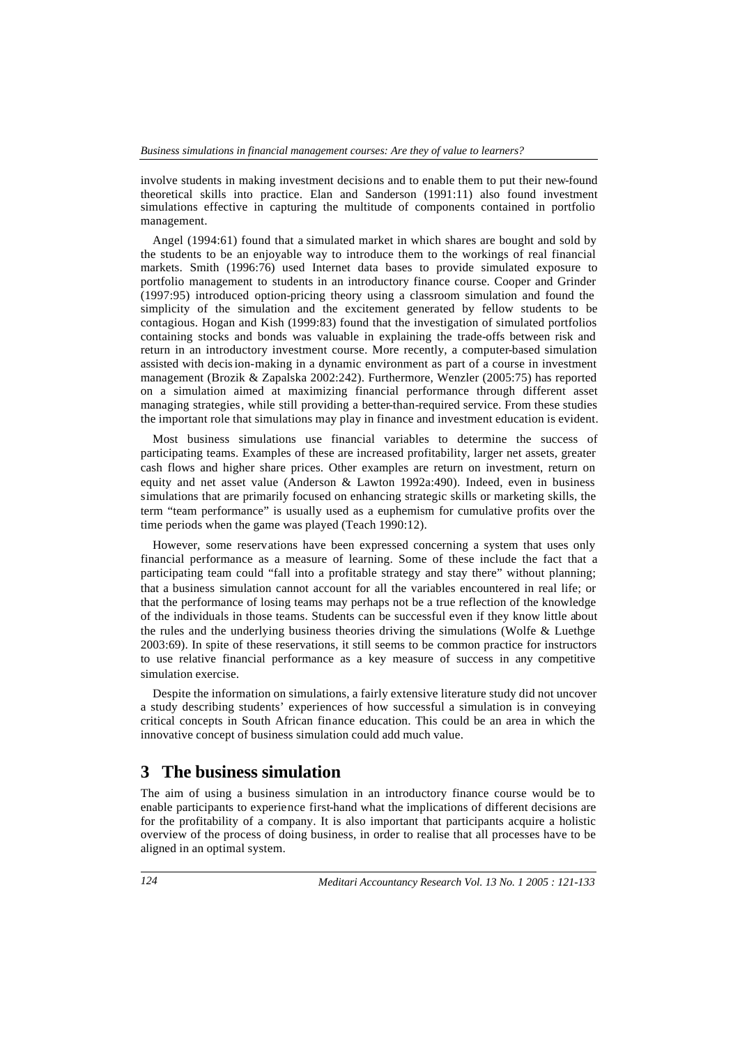involve students in making investment decisions and to enable them to put their new-found theoretical skills into practice. Elan and Sanderson (1991:11) also found investment simulations effective in capturing the multitude of components contained in portfolio management.

Angel (1994:61) found that a simulated market in which shares are bought and sold by the students to be an enjoyable way to introduce them to the workings of real financial markets. Smith (1996:76) used Internet data bases to provide simulated exposure to portfolio management to students in an introductory finance course. Cooper and Grinder (1997:95) introduced option-pricing theory using a classroom simulation and found the simplicity of the simulation and the excitement generated by fellow students to be contagious. Hogan and Kish (1999:83) found that the investigation of simulated portfolios containing stocks and bonds was valuable in explaining the trade-offs between risk and return in an introductory investment course. More recently, a computer-based simulation assisted with decision-making in a dynamic environment as part of a course in investment management (Brozik & Zapalska 2002:242). Furthermore, Wenzler (2005:75) has reported on a simulation aimed at maximizing financial performance through different asset managing strategies, while still providing a better-than-required service. From these studies the important role that simulations may play in finance and investment education is evident.

Most business simulations use financial variables to determine the success of participating teams. Examples of these are increased profitability, larger net assets, greater cash flows and higher share prices. Other examples are return on investment, return on equity and net asset value (Anderson & Lawton 1992a:490). Indeed, even in business simulations that are primarily focused on enhancing strategic skills or marketing skills, the term "team performance" is usually used as a euphemism for cumulative profits over the time periods when the game was played (Teach 1990:12).

However, some reservations have been expressed concerning a system that uses only financial performance as a measure of learning. Some of these include the fact that a participating team could "fall into a profitable strategy and stay there" without planning; that a business simulation cannot account for all the variables encountered in real life; or that the performance of losing teams may perhaps not be a true reflection of the knowledge of the individuals in those teams. Students can be successful even if they know little about the rules and the underlying business theories driving the simulations (Wolfe & Luethge 2003:69). In spite of these reservations, it still seems to be common practice for instructors to use relative financial performance as a key measure of success in any competitive simulation exercise.

Despite the information on simulations, a fairly extensive literature study did not uncover a study describing students' experiences of how successful a simulation is in conveying critical concepts in South African finance education. This could be an area in which the innovative concept of business simulation could add much value.

## 3 The business simulation

The aim of using a business simulation in an introductory finance course would be to enable participants to experience first-hand what the implications of different decisions are for the profitability of a company. It is also important that participants acquire a holistic overview of the process of doing business, in order to realise that all processes have to be aligned in an optimal system.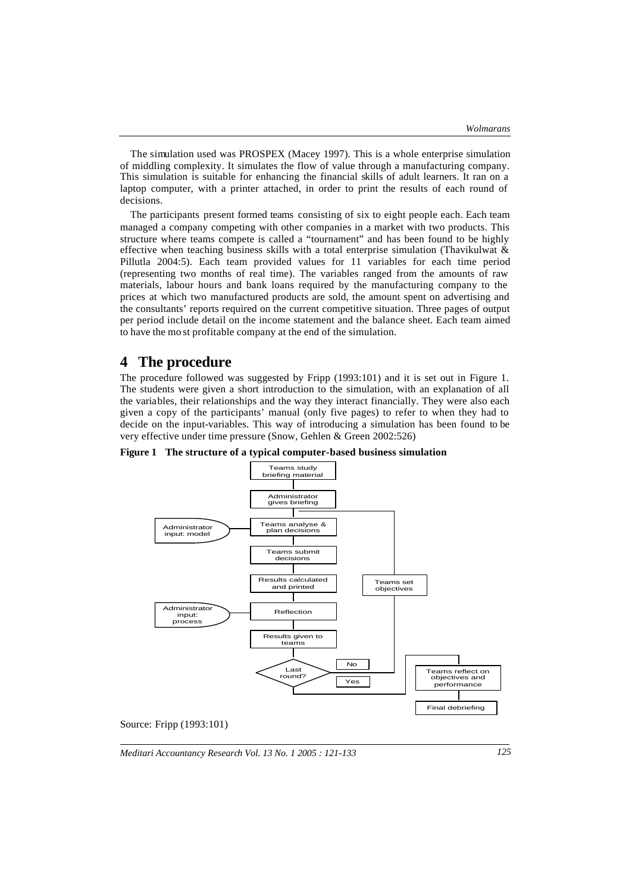The simulation used was PROSPEX (Macey 1997). This is a whole enterprise simulation of middling complexity. It simulates the flow of value through a manufacturing company. This simulation is suitable for enhancing the financial skills of adult learners. It ran on a laptop computer, with a printer attached, in order to print the results of each round of decisions.

The participants present formed teams consisting of six to eight people each. Each team managed a company competing with other companies in a market with two products. This structure where teams compete is called a "tournament" and has been found to be highly effective when teaching business skills with a total enterprise simulation (Thavikulwat & Pillutla 2004:5). Each team provided values for 11 variables for each time period (representing two months of real time). The variables ranged from the amounts of raw materials, labour hours and bank loans required by the manufacturing company to the prices at which two manufactured products are sold, the amount spent on advertising and the consultants' reports required on the current competitive situation. Three pages of output per period include detail on the income statement and the balance sheet. Each team aimed to have the most profitable company at the end of the simulation.

## 4 The procedure

The procedure followed was suggested by Fripp (1993:101) and it is set out in Figure 1. The students were given a short introduction to the simulation, with an explanation of all the variables, their relationships and the way they interact financially. They were also each given a copy of the participants' manual (only five pages) to refer to when they had to decide on the input-variables. This way of introducing a simulation has been found to be very effective under time pressure (Snow, Gehlen & Green 2002:526)

**Figure 1 The structure of a typical computer-based business simulation**

Teams study briefing material

Administrator gives briefing

Administrator input: model

Teams analyse & plan decisions

Teams submit decisions

Results calculated and printed

Teams set objectives

Administrator input: process

Reflection

Results given to teams

Last round?

No

Yes

Teams reflect on objectives and performance

Final debriefing

Source: Fripp (1993:101)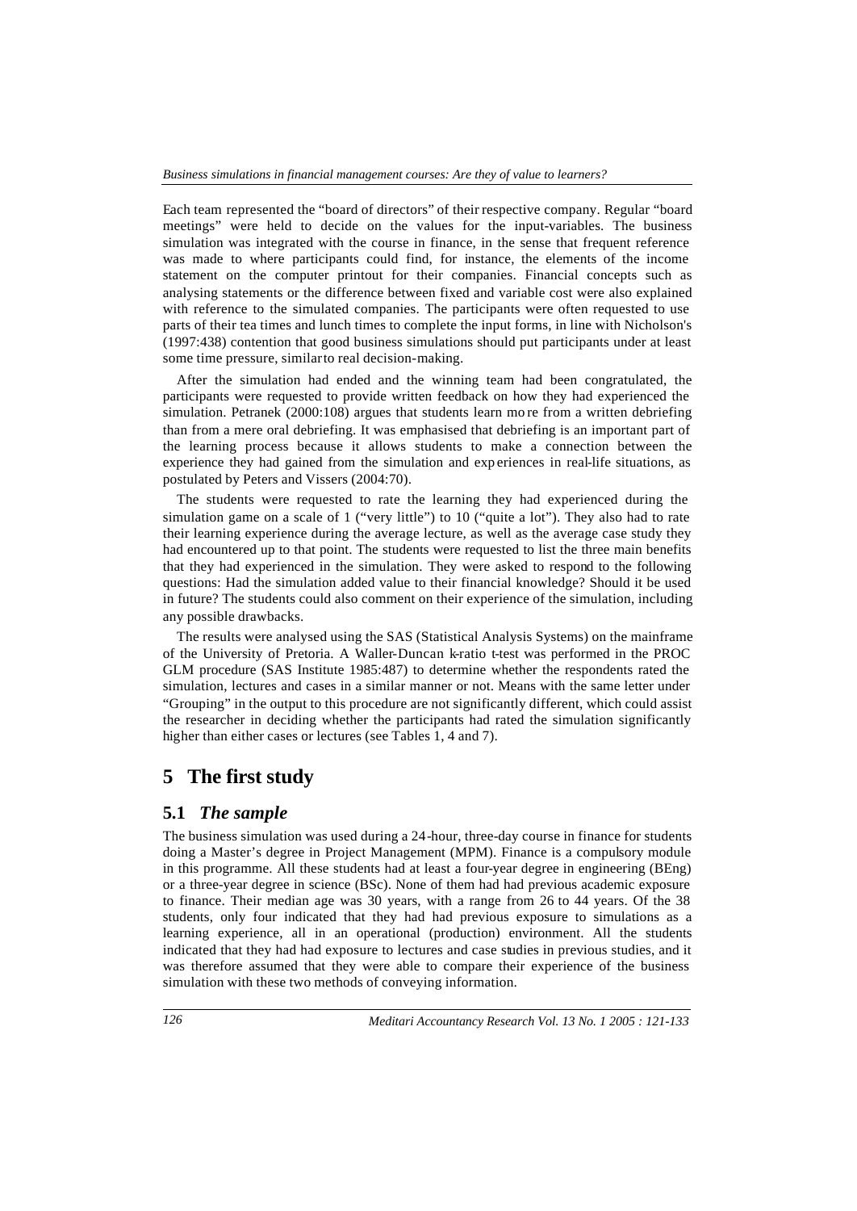Each team represented the "board of directors" of their respective company. Regular "board meetings" were held to decide on the values for the input-variables. The business simulation was integrated with the course in finance, in the sense that frequent reference was made to where participants could find, for instance, the elements of the income statement on the computer printout for their companies. Financial concepts such as analysing statements or the difference between fixed and variable cost were also explained with reference to the simulated companies. The participants were often requested to use parts of their tea times and lunch times to complete the input forms, in line with Nicholson's (1997:438) contention that good business simulations should put participants under at least some time pressure, similar to real decision-making.

After the simulation had ended and the winning team had been congratulated, the participants were requested to provide written feedback on how they had experienced the simulation. Petranek (2000:108) argues that students learn more from a written debriefing than from a mere oral debriefing. It was emphasised that debriefing is an important part of the learning process because it allows students to make a connection between the experience they had gained from the simulation and experiences in real-life situations, as postulated by Peters and Vissers (2004:70).

The students were requested to rate the learning they had experienced during the simulation game on a scale of 1 ("very little") to 10 ("quite a lot"). They also had to rate their learning experience during the average lecture, as well as the average case study they had encountered up to that point. The students were requested to list the three main benefits that they had experienced in the simulation. They were asked to respond to the following questions: Had the simulation added value to their financial knowledge? Should it be used in future? The students could also comment on their experience of the simulation, including any possible drawbacks.

The results were analysed using the SAS (Statistical Analysis Systems) on the mainframe of the University of Pretoria. A Waller-Duncan k-ratio t-test was performed in the PROC GLM procedure (SAS Institute 1985:487) to determine whether the respondents rated the simulation, lectures and cases in a similar manner or not. Means with the same letter under "Grouping" in the output to this procedure are not significantly different, which could assist the researcher in deciding whether the participants had rated the simulation significantly higher than either cases or lectures (see Tables 1, 4 and 7).

## 5 The first study

### 5.1 *The sample*

The business simulation was used during a 24-hour, three-day course in finance for students doing a Master's degree in Project Management (MPM). Finance is a compulsory module in this programme. All these students had at least a four-year degree in engineering (BEng) or a three-year degree in science (BSc). None of them had had previous academic exposure to finance. Their median age was 30 years, with a range from 26 to 44 years. Of the 38 students, only four indicated that they had had previous exposure to simulations as a learning experience, all in an operational (production) environment. All the students indicated that they had had exposure to lectures and case studies in previous studies, and it was therefore assumed that they were able to compare their experience of the business simulation with these two methods of conveying information.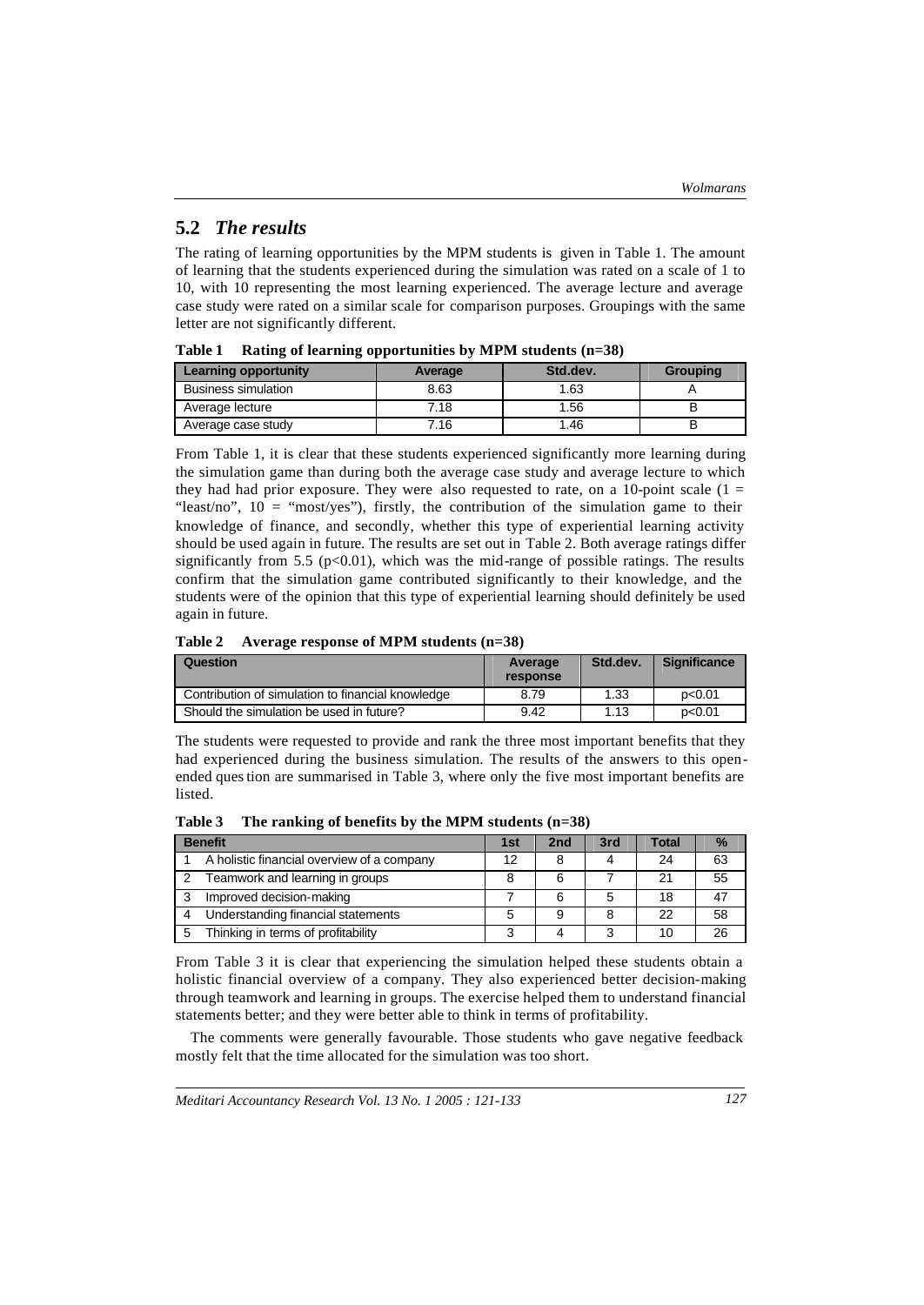## 5.2 *The results*

The rating of learning opportunities by the MPM students is given in Table 1. The amount of learning that the students experienced during the simulation was rated on a scale of 1 to 10, with 10 representing the most learning experienced. The average lecture and average case study were rated on a similar scale for comparison purposes. Groupings with the same letter are not significantly different.

**Table 1 Rating of learning opportunities by MPM students (n=38)**

| Learning opportunity | Average | Std.dev. | Grouping |
|---|---|---|---|
| Business simulation | 8.63 | 1.63 | A |
| Average lecture | 7.18 | 1.56 | B |
| Average case study | 7.16 | 1.46 | B |

From Table 1, it is clear that these students experienced significantly more learning during the simulation game than during both the average case study and average lecture to which they had had prior exposure. They were also requested to rate, on a 10-point scale (1 = "least/no", 10 = "most/yes"), firstly, the contribution of the simulation game to their knowledge of finance, and secondly, whether this type of experiential learning activity should be used again in future. The results are set out in Table 2. Both average ratings differ significantly from 5.5 ($p<0.01$), which was the mid-range of possible ratings. The results confirm that the simulation game contributed significantly to their knowledge, and the students were of the opinion that this type of experiential learning should definitely be used again in future.

**Table 2 Average response of MPM students (n=38)**

| Question | Average response | Std.dev. | Significance |
|---|---|---|---|
| Contribution of simulation to financial knowledge | 8.79 | 1.33 | $p<0.01$ |
| Should the simulation be used in future? | 9.42 | 1.13 | $p<0.01$ |

The students were requested to provide and rank the three most important benefits that they had experienced during the business simulation. The results of the answers to this open-ended question are summarised in Table 3, where only the five most important benefits are listed.

**Table 3 The ranking of benefits by the MPM students (n=38)**

| | Benefit | 1st | 2nd | 3rd | Total | % |
|---|---|---|---|---|---|---|
| 1 | A holistic financial overview of a company | 12 | 8 | 4 | 24 | 63 |
| 2 | Teamwork and learning in groups | 8 | 6 | 7 | 21 | 55 |
| 3 | Improved decision-making | 7 | 6 | 5 | 18 | 47 |
| 4 | Understanding financial statements | 5 | 9 | 8 | 22 | 58 |
| 5 | Thinking in terms of profitability | 3 | 4 | 3 | 10 | 26 |

From Table 3 it is clear that experiencing the simulation helped these students obtain a holistic financial overview of a company. They also experienced better decision-making through teamwork and learning in groups. The exercise helped them to understand financial statements better; and they were better able to think in terms of profitability.

The comments were generally favourable. Those students who gave negative feedback mostly felt that the time allocated for the simulation was too short.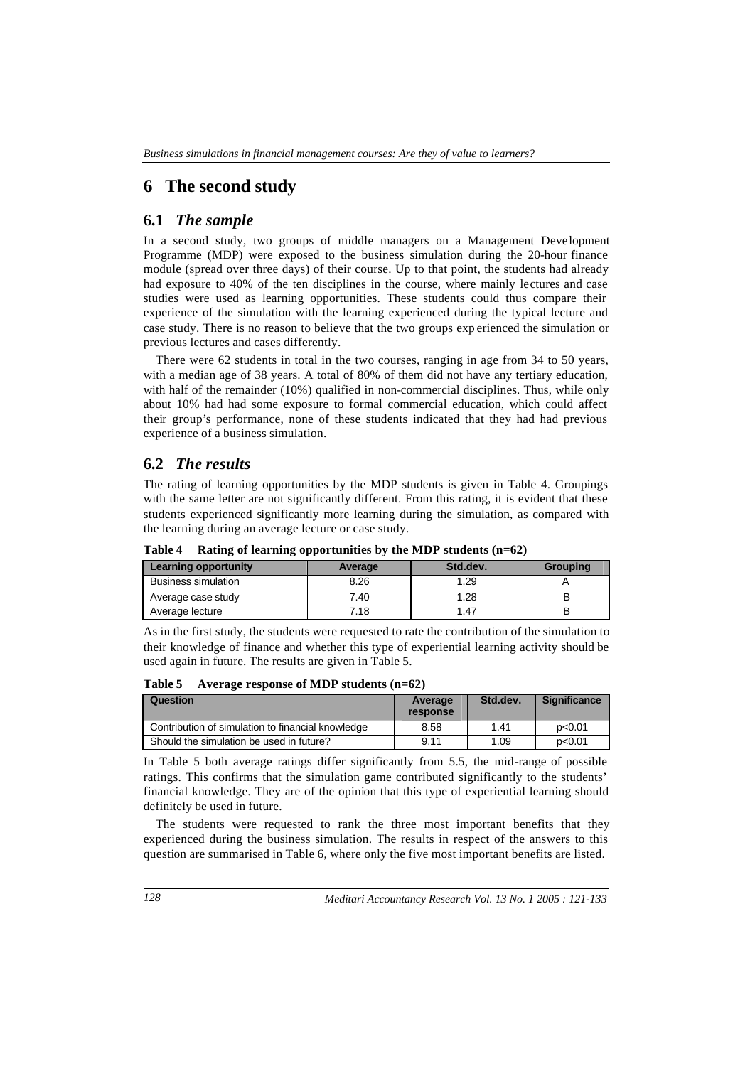# 6 The second study

## 6.1 *The sample*

In a second study, two groups of middle managers on a Management Development Programme (MDP) were exposed to the business simulation during the 20-hour finance module (spread over three days) of their course. Up to that point, the students had already had exposure to 40% of the ten disciplines in the course, where mainly lectures and case studies were used as learning opportunities. These students could thus compare their experience of the simulation with the learning experienced during the typical lecture and case study. There is no reason to believe that the two groups experienced the simulation or previous lectures and cases differently.

There were 62 students in total in the two courses, ranging in age from 34 to 50 years, with a median age of 38 years. A total of 80% of them did not have any tertiary education, with half of the remainder (10%) qualified in non-commercial disciplines. Thus, while only about 10% had had some exposure to formal commercial education, which could affect their group's performance, none of these students indicated that they had had previous experience of a business simulation.

## 6.2 *The results*

The rating of learning opportunities by the MDP students is given in Table 4. Groupings with the same letter are not significantly different. From this rating, it is evident that these students experienced significantly more learning during the simulation, as compared with the learning during an average lecture or case study.

**Table 4 Rating of learning opportunities by the MDP students (n=62)**

| Learning opportunity | Average | Std.dev. | Grouping |
|---|---|---|---|
| Business simulation | 8.26 | 1.29 | A |
| Average case study | 7.40 | 1.28 | B |
| Average lecture | 7.18 | 1.47 | B |

As in the first study, the students were requested to rate the contribution of the simulation to their knowledge of finance and whether this type of experiential learning activity should be used again in future. The results are given in Table 5.

**Table 5 Average response of MDP students (n=62)**

| Question | Average response | Std.dev. | Significance |
|---|---|---|---|
| Contribution of simulation to financial knowledge | 8.58 | 1.41 | $p<0.01$ |
| Should the simulation be used in future? | 9.11 | 1.09 | $p<0.01$ |

In Table 5 both average ratings differ significantly from 5.5, the mid-range of possible ratings. This confirms that the simulation game contributed significantly to the students' financial knowledge. They are of the opinion that this type of experiential learning should definitely be used in future.

The students were requested to rank the three most important benefits that they experienced during the business simulation. The results in respect of the answers to this question are summarised in Table 6, where only the five most important benefits are listed.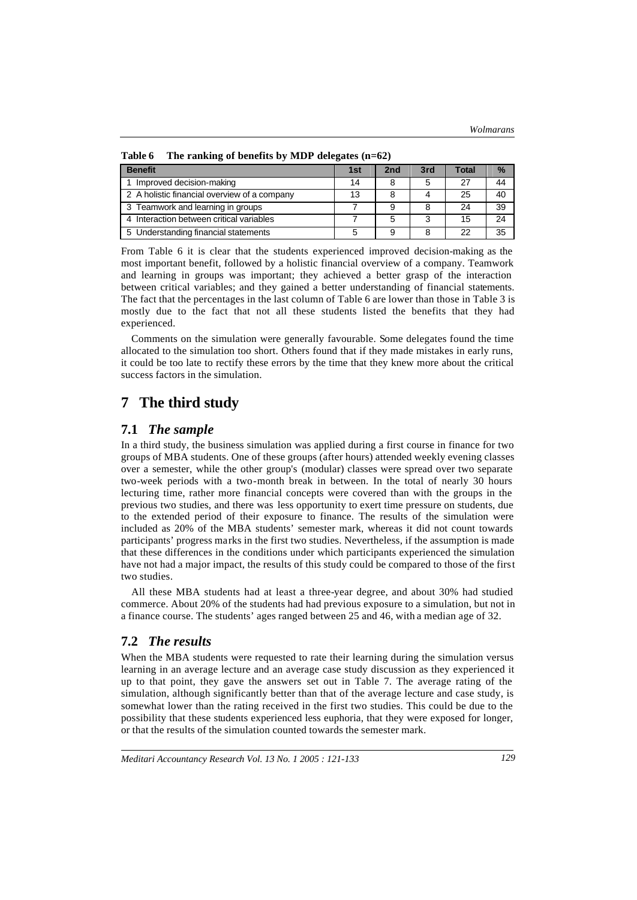**Table 6 The ranking of benefits by MDP delegates (n=62)**

| Benefit | 1st | 2nd | 3rd | Total | % |
|---|---|---|---|---|---|
| 1 Improved decision-making | 14 | 8 | 5 | 27 | 44 |
| 2 A holistic financial overview of a company | 13 | 8 | 4 | 25 | 40 |
| 3 Teamwork and learning in groups | 7 | 9 | 8 | 24 | 39 |
| 4 Interaction between critical variables | 7 | 5 | 3 | 15 | 24 |
| 5 Understanding financial statements | 5 | 9 | 8 | 22 | 35 |

From Table 6 it is clear that the students experienced improved decision-making as the most important benefit, followed by a holistic financial overview of a company. Teamwork and learning in groups was important; they achieved a better grasp of the interaction between critical variables; and they gained a better understanding of financial statements. The fact that the percentages in the last column of Table 6 are lower than those in Table 3 is mostly due to the fact that not all these students listed the benefits that they had experienced.

Comments on the simulation were generally favourable. Some delegates found the time allocated to the simulation too short. Others found that if they made mistakes in early runs, it could be too late to rectify these errors by the time that they knew more about the critical success factors in the simulation.

# 7 The third study

## 7.1 *The sample*

In a third study, the business simulation was applied during a first course in finance for two groups of MBA students. One of these groups (after hours) attended weekly evening classes over a semester, while the other group's (modular) classes were spread over two separate two-week periods with a two-month break in between. In the total of nearly 30 hours lecturing time, rather more financial concepts were covered than with the groups in the previous two studies, and there was less opportunity to exert time pressure on students, due to the extended period of their exposure to finance. The results of the simulation were included as 20% of the MBA students' semester mark, whereas it did not count towards participants' progress marks in the first two studies. Nevertheless, if the assumption is made that these differences in the conditions under which participants experienced the simulation have not had a major impact, the results of this study could be compared to those of the first two studies.

All these MBA students had at least a three-year degree, and about 30% had studied commerce. About 20% of the students had had previous exposure to a simulation, but not in a finance course. The students' ages ranged between 25 and 46, with a median age of 32.

## 7.2 *The results*

When the MBA students were requested to rate their learning during the simulation versus learning in an average lecture and an average case study discussion as they experienced it up to that point, they gave the answers set out in Table 7. The average rating of the simulation, although significantly better than that of the average lecture and case study, is somewhat lower than the rating received in the first two studies. This could be due to the possibility that these students experienced less euphoria, that they were exposed for longer, or that the results of the simulation counted towards the semester mark.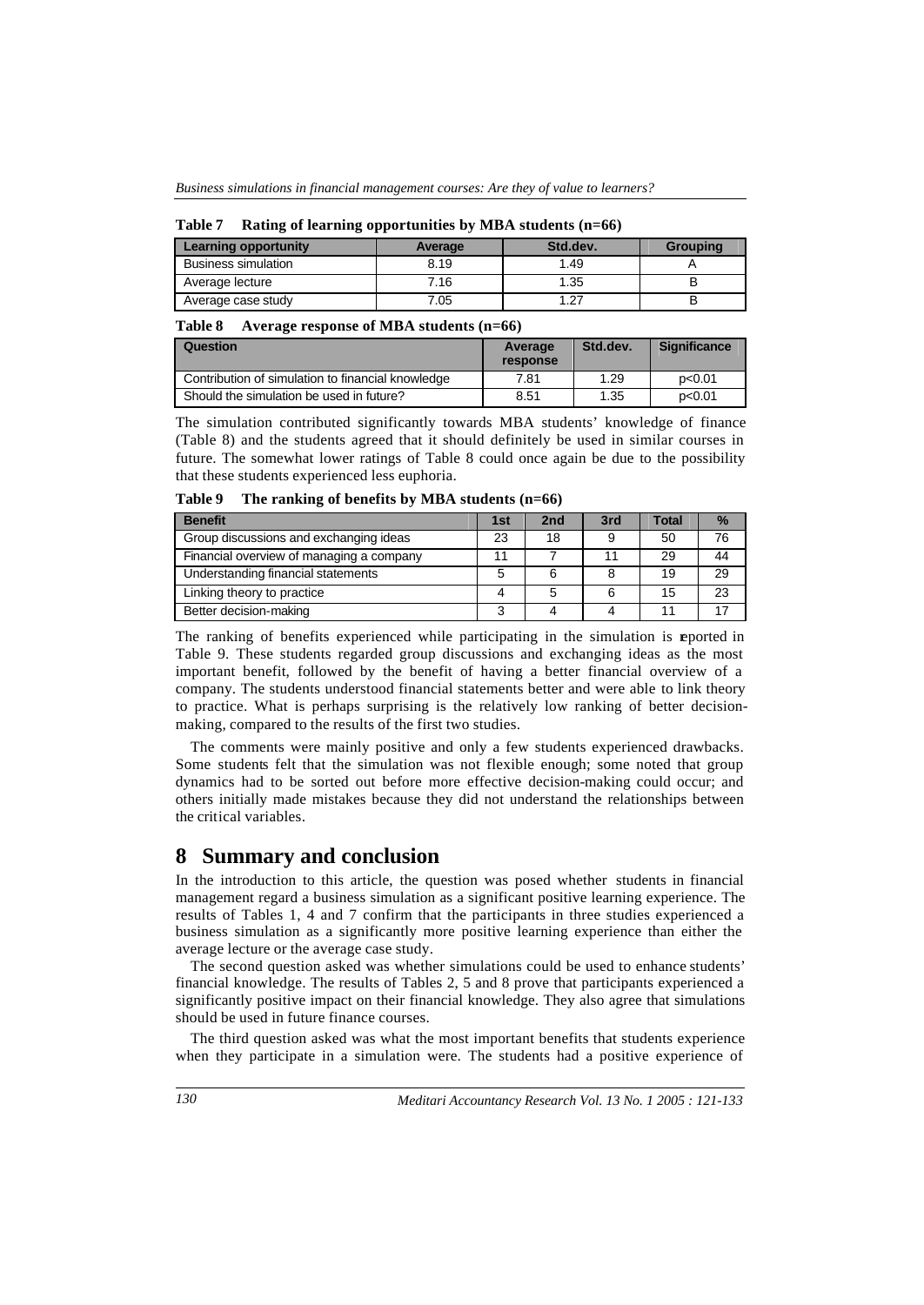**Table 7 Rating of learning opportunities by MBA students (n=66)**

| Learning opportunity | Average | Std.dev. | Grouping |
|---|---|---|---|
| Business simulation | 8.19 | 1.49 | A |
| Average lecture | 7.16 | 1.35 | B |
| Average case study | 7.05 | 1.27 | B |

**Table 8 Average response of MBA students (n=66)**

| Question | Average response | Std.dev. | Significance |
|---|---|---|---|
| Contribution of simulation to financial knowledge | 7.81 | 1.29 | p<0.01 |
| Should the simulation be used in future? | 8.51 | 1.35 | p<0.01 |

The simulation contributed significantly towards MBA students' knowledge of finance (Table 8) and the students agreed that it should definitely be used in similar courses in future. The somewhat lower ratings of Table 8 could once again be due to the possibility that these students experienced less euphoria.

**Table 9 The ranking of benefits by MBA students (n=66)**

| Benefit | 1st | 2nd | 3rd | Total | % |
|---|---|---|---|---|---|
| Group discussions and exchanging ideas | 23 | 18 | 9 | 50 | 76 |
| Financial overview of managing a company | 11 | 7 | 11 | 29 | 44 |
| Understanding financial statements | 5 | 6 | 8 | 19 | 29 |
| Linking theory to practice | 4 | 5 | 6 | 15 | 23 |
| Better decision-making | 3 | 4 | 4 | 11 | 17 |

The ranking of benefits experienced while participating in the simulation is reported in Table 9. These students regarded group discussions and exchanging ideas as the most important benefit, followed by the benefit of having a better financial overview of a company. The students understood financial statements better and were able to link theory to practice. What is perhaps surprising is the relatively low ranking of better decision-making, compared to the results of the first two studies.

The comments were mainly positive and only a few students experienced drawbacks. Some students felt that the simulation was not flexible enough; some noted that group dynamics had to be sorted out before more effective decision-making could occur; and others initially made mistakes because they did not understand the relationships between the critical variables.

## 8 Summary and conclusion

In the introduction to this article, the question was posed whether students in financial management regard a business simulation as a significant positive learning experience. The results of Tables 1, 4 and 7 confirm that the participants in three studies experienced a business simulation as a significantly more positive learning experience than either the average lecture or the average case study.

The second question asked was whether simulations could be used to enhance students' financial knowledge. The results of Tables 2, 5 and 8 prove that participants experienced a significantly positive impact on their financial knowledge. They also agree that simulations should be used in future finance courses.

The third question asked was what the most important benefits that students experience when they participate in a simulation were. The students had a positive experience of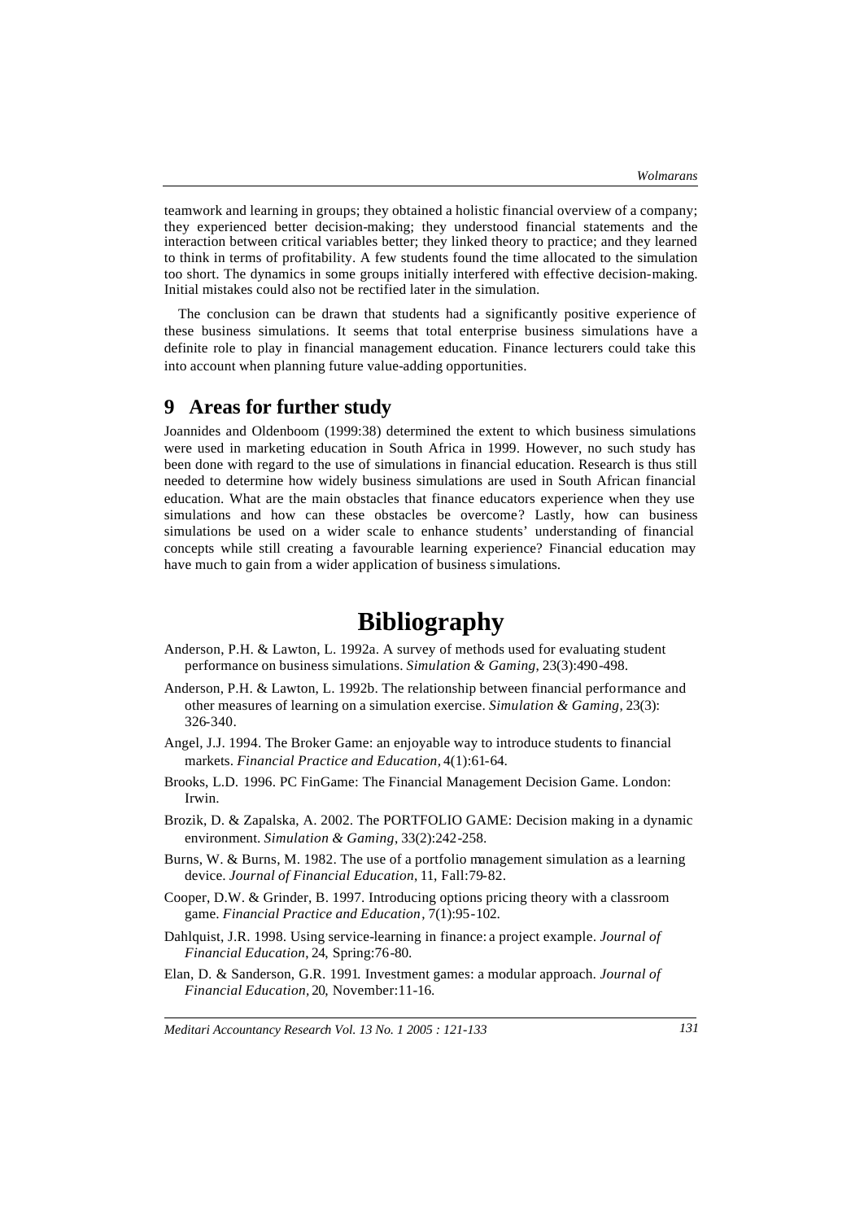teamwork and learning in groups; they obtained a holistic financial overview of a company; they experienced better decision-making; they understood financial statements and the interaction between critical variables better; they linked theory to practice; and they learned to think in terms of profitability. A few students found the time allocated to the simulation too short. The dynamics in some groups initially interfered with effective decision-making. Initial mistakes could also not be rectified later in the simulation.

The conclusion can be drawn that students had a significantly positive experience of these business simulations. It seems that total enterprise business simulations have a definite role to play in financial management education. Finance lecturers could take this into account when planning future value-adding opportunities.

## 9 Areas for further study

Joannides and Oldenboom (1999:38) determined the extent to which business simulations were used in marketing education in South Africa in 1999. However, no such study has been done with regard to the use of simulations in financial education. Research is thus still needed to determine how widely business simulations are used in South African financial education. What are the main obstacles that finance educators experience when they use simulations and how can these obstacles be overcome? Lastly, how can business simulations be used on a wider scale to enhance students' understanding of financial concepts while still creating a favourable learning experience? Financial education may have much to gain from a wider application of business simulations.

# Bibliography

Anderson, P.H. & Lawton, L. 1992a. A survey of methods used for evaluating student performance on business simulations. *Simulation & Gaming*, 23(3):490-498.

Anderson, P.H. & Lawton, L. 1992b. The relationship between financial performance and other measures of learning on a simulation exercise. *Simulation & Gaming*, 23(3): 326-340.

Angel, J.J. 1994. The Broker Game: an enjoyable way to introduce students to financial markets. *Financial Practice and Education*, 4(1):61-64.

Brooks, L.D. 1996. PC FinGame: The Financial Management Decision Game. London: Irwin.

Brozik, D. & Zapalska, A. 2002. The PORTFOLIO GAME: Decision making in a dynamic environment. *Simulation & Gaming*, 33(2):242-258.

Burns, W. & Burns, M. 1982. The use of a portfolio management simulation as a learning device. *Journal of Financial Education*, 11, Fall:79-82.

Cooper, D.W. & Grinder, B. 1997. Introducing options pricing theory with a classroom game. *Financial Practice and Education*, 7(1):95-102.

Dahlquist, J.R. 1998. Using service-learning in finance: a project example. *Journal of Financial Education*, 24, Spring:76-80.

Elan, D. & Sanderson, G.R. 1991. Investment games: a modular approach. *Journal of Financial Education*, 20, November:11-16.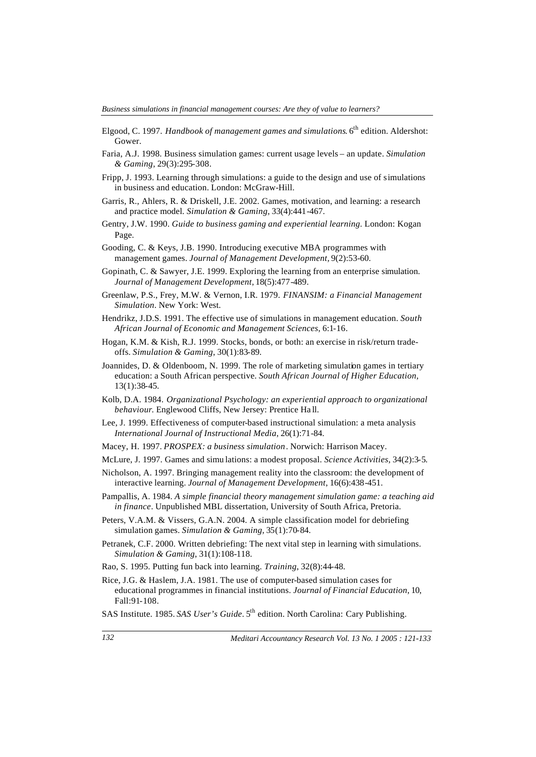Elgood, C. 1997. *Handbook of management games and simulations*. 6th edition. Aldershot: Gower.

Faria, A.J. 1998. Business simulation games: current usage levels – an update. *Simulation & Gaming*, 29(3):295-308.

Fripp, J. 1993. Learning through simulations: a guide to the design and use of simulations in business and education. London: McGraw-Hill.

Garris, R., Ahlers, R. & Driskell, J.E. 2002. Games, motivation, and learning: a research and practice model. *Simulation & Gaming*, 33(4):441-467.

Gentry, J.W. 1990. *Guide to business gaming and experiential learning*. London: Kogan Page.

Gooding, C. & Keys, J.B. 1990. Introducing executive MBA programmes with management games. *Journal of Management Development*, 9(2):53-60.

Gopinath, C. & Sawyer, J.E. 1999. Exploring the learning from an enterprise simulation. *Journal of Management Development*, 18(5):477-489.

Greenlaw, P.S., Frey, M.W. & Vernon, I.R. 1979. *FINANSIM: a Financial Management Simulation*. New York: West.

Hendrikz, J.D.S. 1991. The effective use of simulations in management education. *South African Journal of Economic and Management Sciences*, 6:1-16.

Hogan, K.M. & Kish, R.J. 1999. Stocks, bonds, or both: an exercise in risk/return trade-offs. *Simulation & Gaming*, 30(1):83-89.

Joannides, D. & Oldenboom, N. 1999. The role of marketing simulation games in tertiary education: a South African perspective. *South African Journal of Higher Education*, 13(1):38-45.

Kolb, D.A. 1984. *Organizational Psychology: an experiential approach to organizational behaviour*. Englewood Cliffs, New Jersey: Prentice Hall.

Lee, J. 1999. Effectiveness of computer-based instructional simulation: a meta analysis *International Journal of Instructional Media*, 26(1):71-84.

Macey, H. 1997. *PROSPEX: a business simulation*. Norwich: Harrison Macey.

McLure, J. 1997. Games and simulations: a modest proposal. *Science Activities*, 34(2):3-5.

Nicholson, A. 1997. Bringing management reality into the classroom: the development of interactive learning. *Journal of Management Development*, 16(6):438-451.

Pampallis, A. 1984. *A simple financial theory management simulation game: a teaching aid in finance*. Unpublished MBL dissertation, University of South Africa, Pretoria.

Peters, V.A.M. & Vissers, G.A.N. 2004. A simple classification model for debriefing simulation games. *Simulation & Gaming*, 35(1):70-84.

Petranek, C.F. 2000. Written debriefing: The next vital step in learning with simulations. *Simulation & Gaming*, 31(1):108-118.

Rao, S. 1995. Putting fun back into learning. *Training*, 32(8):44-48.

Rice, J.G. & Haslem, J.A. 1981. The use of computer-based simulation cases for educational programmes in financial institutions. *Journal of Financial Education*, 10, Fall:91-108.

SAS Institute. 1985. *SAS User's Guide*. 5th edition. North Carolina: Cary Publishing.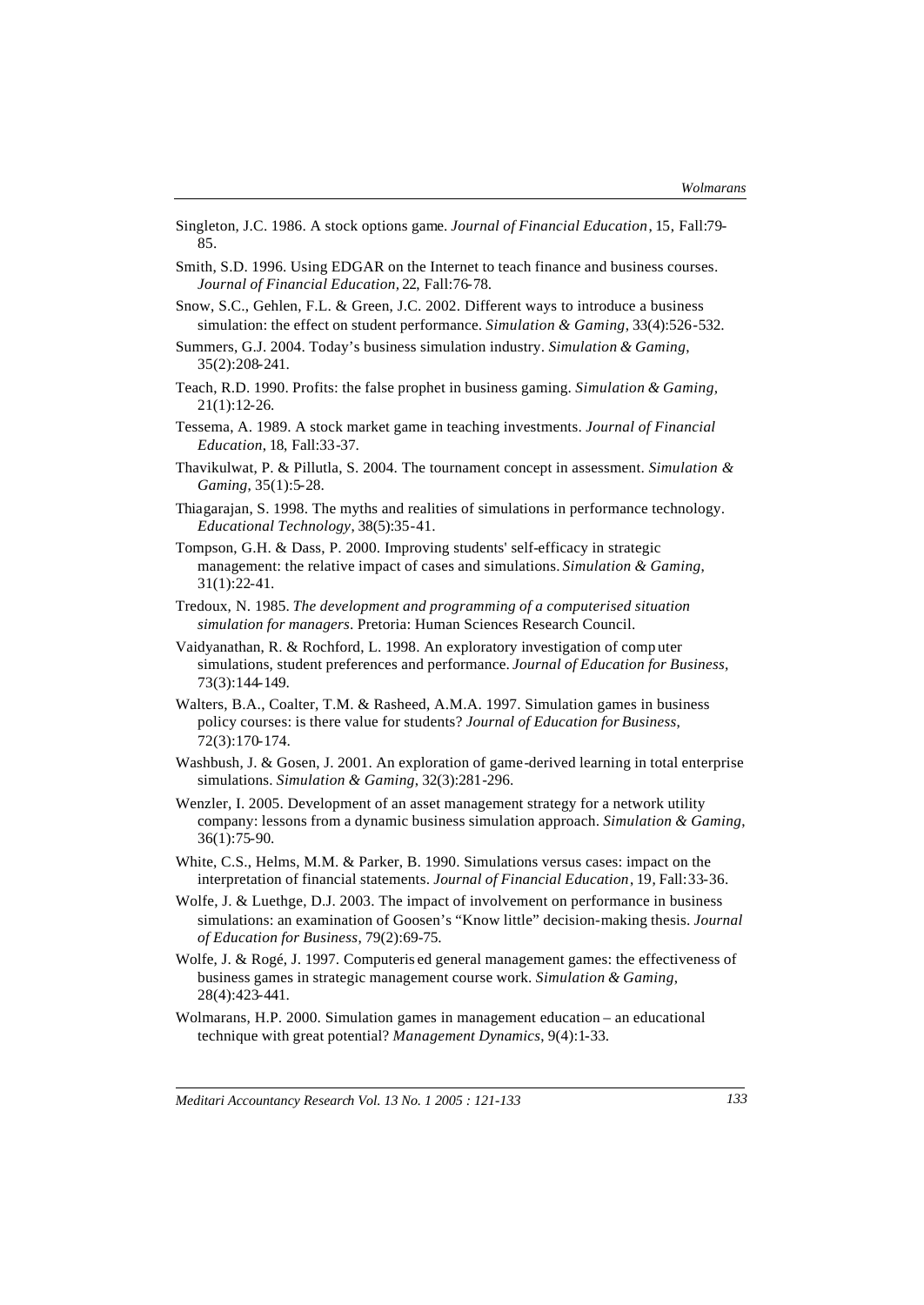Singleton, J.C. 1986. A stock options game. *Journal of Financial Education*, 15, Fall:79-85.

Smith, S.D. 1996. Using EDGAR on the Internet to teach finance and business courses. *Journal of Financial Education*, 22, Fall:76-78.

Snow, S.C., Gehlen, F.L. & Green, J.C. 2002. Different ways to introduce a business simulation: the effect on student performance. *Simulation & Gaming*, 33(4):526-532.

Summers, G.J. 2004. Today's business simulation industry. *Simulation & Gaming*, 35(2):208-241.

Teach, R.D. 1990. Profits: the false prophet in business gaming. *Simulation & Gaming,* 21(1):12-26.

Tessema, A. 1989. A stock market game in teaching investments. *Journal of Financial Education*, 18, Fall:33-37.

Thavikulwat, P. & Pillutla, S. 2004. The tournament concept in assessment. *Simulation & Gaming*, 35(1):5-28.

Thiagarajan, S. 1998. The myths and realities of simulations in performance technology. *Educational Technology*, 38(5):35-41.

Tompson, G.H. & Dass, P. 2000. Improving students' self-efficacy in strategic management: the relative impact of cases and simulations. *Simulation & Gaming*, 31(1):22-41.

Tredoux, N. 1985. *The development and programming of a computerised situation simulation for managers*. Pretoria: Human Sciences Research Council.

Vaidyanathan, R. & Rochford, L. 1998. An exploratory investigation of computer simulations, student preferences and performance. *Journal of Education for Business*, 73(3):144-149.

Walters, B.A., Coalter, T.M. & Rasheed, A.M.A. 1997. Simulation games in business policy courses: is there value for students? *Journal of Education for Business*, 72(3):170-174.

Washbush, J. & Gosen, J. 2001. An exploration of game-derived learning in total enterprise simulations. *Simulation & Gaming*, 32(3):281-296.

Wenzler, I. 2005. Development of an asset management strategy for a network utility company: lessons from a dynamic business simulation approach. *Simulation & Gaming*, 36(1):75-90.

White, C.S., Helms, M.M. & Parker, B. 1990. Simulations versus cases: impact on the interpretation of financial statements. *Journal of Financial Education*, 19, Fall:33-36.

Wolfe, J. & Luethge, D.J. 2003. The impact of involvement on performance in business simulations: an examination of Goosen's "Know little" decision-making thesis. *Journal of Education for Business*, 79(2):69-75.

Wolfe, J. & Rogé, J. 1997. Computerised general management games: the effectiveness of business games in strategic management course work. *Simulation & Gaming*, 28(4):423-441.

Wolmarans, H.P. 2000. Simulation games in management education – an educational technique with great potential? *Management Dynamics*, 9(4):1-33.